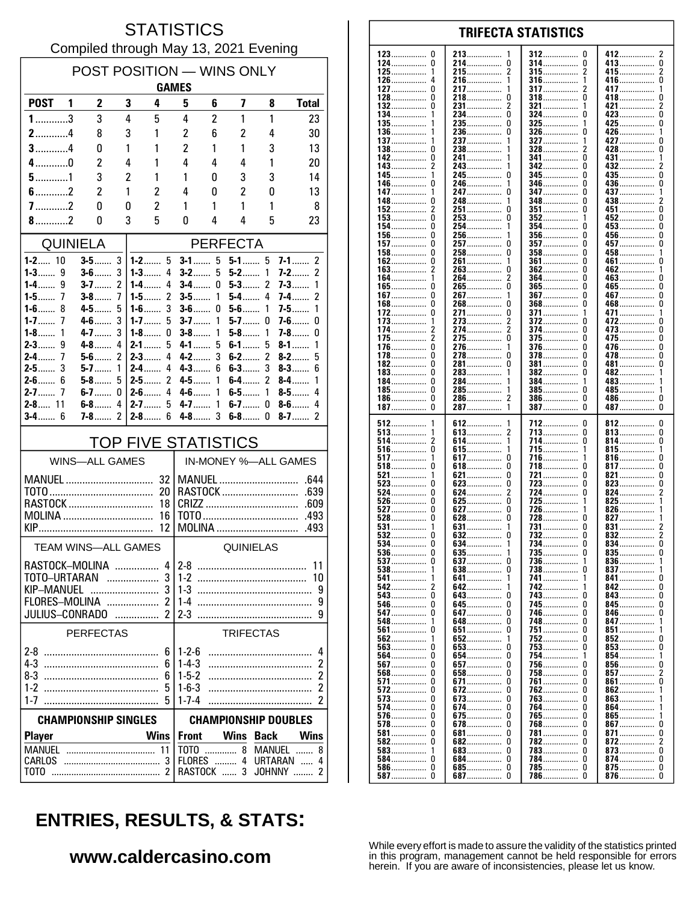# STATISTICS

Compiled through May 13, 2021 Evening

## POST POSITION — WINS ONLY

| POST | GAMES 1 | 2 | 3 | 4 | 5 | 6 | 7 | 8 | Total |
|---|---|---|---|---|---|---|---|---|---|
| 1 | 3 | 3 | 4 | 5 | 4 | 2 | 1 | 1 | 23 |
| 2 | 4 | 8 | 3 | 1 | 2 | 6 | 2 | 4 | 30 |
| 3 | 4 | 0 | 1 | 1 | 2 | 1 | 1 | 3 | 13 |
| 4 | 0 | 2 | 4 | 1 | 4 | 4 | 4 | 1 | 20 |
| 5 | 1 | 3 | 2 | 1 | 1 | 0 | 3 | 3 | 14 |
| 6 | 2 | 2 | 1 | 2 | 4 | 0 | 2 | 0 | 13 |
| 7 | 2 | 0 | 0 | 2 | 1 | 1 | 1 | 1 | 8 |
| 8 | 2 | 0 | 3 | 5 | 0 | 4 | 4 | 5 | 23 |

## QUINIELA

| | | | |
|---|---|---|---|
| 1-2 | 10 | 3-5 | 3 |
| 1-3 | 9 | 3-6 | 3 |
| 1-4 | 9 | 3-7 | 2 |
| 1-5 | 7 | 3-8 | 7 |
| 1-6 | 8 | 4-5 | 5 |
| 1-7 | 7 | 4-6 | 3 |
| 1-8 | 1 | 4-7 | 3 |
| 2-3 | 9 | 4-8 | 4 |
| 2-4 | 7 | 5-6 | 2 |
| 2-5 | 3 | 5-7 | 1 |
| 2-6 | 6 | 5-8 | 5 |
| 2-7 | 7 | 6-7 | 0 |
| 2-8 | 11 | 6-8 | 4 |
| 3-4 | 6 | 7-8 | 2 |

## PERFECTA

| | | | | | | | |
|---|---|---|---|---|---|---|---|
| 1-2 | 5 | 3-1 | 5 | 5-1 | 5 | 7-1 | 2 |
| 1-3 | 4 | 3-2 | 5 | 5-2 | 1 | 7-2 | 2 |
| 1-4 | 4 | 3-4 | 0 | 5-3 | 2 | 7-3 | 1 |
| 1-5 | 2 | 3-5 | 1 | 5-4 | 4 | 7-4 | 2 |
| 1-6 | 3 | 3-6 | 0 | 5-6 | 1 | 7-5 | 1 |
| 1-7 | 5 | 3-7 | 1 | 5-7 | 0 | 7-6 | 0 |
| 1-8 | 0 | 3-8 | 1 | 5-8 | 1 | 7-8 | 0 |
| 2-1 | 5 | 4-1 | 5 | 6-1 | 5 | 8-1 | 1 |
| 2-3 | 4 | 4-2 | 3 | 6-2 | 2 | 8-2 | 5 |
| 2-4 | 4 | 4-3 | 6 | 6-3 | 3 | 8-3 | 6 |
| 2-5 | 2 | 4-5 | 1 | 6-4 | 2 | 8-4 | 1 |
| 2-6 | 4 | 4-6 | 1 | 6-5 | 1 | 8-5 | 4 |
| 2-7 | 5 | 4-7 | 1 | 6-7 | 0 | 8-6 | 4 |
| 2-8 | 6 | 4-8 | 3 | 6-8 | 0 | 8-7 | 2 |

## TOP FIVE STATISTICS

| WINS—ALL GAMES | | IN-MONEY %—ALL GAMES | |
|---|---|---|---|
| MANUEL | 32 | MANUEL | .644 |
| TOTO | 20 | RASTOCK | .639 |
| RASTOCK | 18 | CRIZZ | .609 |
| MOLINA | 16 | TOTO | .493 |
| KIP | 12 | MOLINA | .493 |

| TEAM WINS—ALL GAMES | | QUINIELAS | |
|---|---|---|---|
| RASTOCK–MOLINA | 4 | 2-8 | 11 |
| TOTO–URTARAN | 3 | 1-2 | 10 |
| KIP–MANUEL | 3 | 1-3 | 9 |
| FLORES–MOLINA | 2 | 1-4 | 9 |
| JULIUS–CONRADO | 2 | 2-3 | 9 |

| PERFECTAS | | TRIFECTAS | |
|---|---|---|---|
| 2-8 | 6 | 1-2-6 | 4 |
| 4-3 | 6 | 1-4-3 | 2 |
| 8-3 | 6 | 1-5-2 | 2 |
| 1-2 | 5 | 1-6-3 | 2 |
| 1-7 | 5 | 1-7-4 | 2 |

| CHAMPIONSHIP SINGLES | | CHAMPIONSHIP DOUBLES | | | |
|---|---|---|---|---|---|
| Player | Wins | Front | Wins | Back | Wins |
| MANUEL | 11 | TOTO | 8 | MANUEL | 8 |
| CARLOS | 3 | FLORES | 4 | URTARAN | 4 |
| TOTO | 2 | RASTOCK | 3 | JOHNNY | 2 |

## TRIFECTA STATISTICS

| | | | | | | | |
|---|---|---|---|---|---|---|---|
| 123 | 0 | 213 | 1 | 312 | 0 | 412 | 2 |
| 124 | 0 | 214 | 0 | 314 | 0 | 413 | 0 |
| 125 | 1 | 215 | 2 | 315 | 2 | 415 | 2 |
| 126 | 4 | 216 | 1 | 316 | 1 | 416 | 0 |
| 127 | 0 | 217 | 1 | 317 | 2 | 417 | 1 |
| 128 | 0 | 218 | 0 | 318 | 0 | 418 | 0 |
| 132 | 0 | 231 | 2 | 321 | 1 | 421 | 2 |
| 134 | 1 | 234 | 0 | 324 | 0 | 423 | 0 |
| 135 | 1 | 235 | 0 | 325 | 1 | 425 | 0 |
| 136 | 1 | 236 | 0 | 326 | 0 | 426 | 1 |
| 137 | 1 | 237 | 1 | 327 | 1 | 427 | 0 |
| 138 | 0 | 238 | 1 | 328 | 2 | 428 | 0 |
| 142 | 0 | 241 | 1 | 341 | 0 | 431 | 1 |
| 143 | 2 | 243 | 1 | 342 | 0 | 432 | 2 |
| 145 | 1 | 245 | 0 | 345 | 0 | 435 | 0 |
| 146 | 0 | 246 | 1 | 346 | 0 | 436 | 0 |
| 147 | 1 | 247 | 0 | 347 | 0 | 437 | 1 |
| 148 | 0 | 248 | 1 | 348 | 0 | 438 | 2 |
| 152 | 2 | 251 | 0 | 351 | 0 | 451 | 0 |
| 153 | 0 | 253 | 0 | 352 | 1 | 452 | 0 |
| 154 | 0 | 254 | 1 | 354 | 0 | 453 | 0 |
| 156 | 0 | 256 | 1 | 356 | 0 | 456 | 0 |
| 157 | 0 | 257 | 0 | 357 | 0 | 457 | 0 |
| 158 | 0 | 258 | 0 | 358 | 0 | 458 | 1 |
| 162 | 0 | 261 | 1 | 361 | 0 | 461 | 0 |
| 163 | 2 | 263 | 0 | 362 | 0 | 462 | 1 |
| 164 | 1 | 264 | 2 | 364 | 0 | 463 | 0 |
| 165 | 0 | 265 | 0 | 365 | 0 | 465 | 0 |
| 167 | 0 | 267 | 1 | 367 | 0 | 467 | 0 |
| 168 | 0 | 268 | 0 | 368 | 0 | 468 | 0 |
| 172 | 0 | 271 | 0 | 371 | 1 | 471 | 1 |
| 173 | 1 | 273 | 2 | 372 | 0 | 472 | 0 |
| 174 | 2 | 274 | 2 | 374 | 0 | 473 | 0 |
| 175 | 2 | 275 | 0 | 375 | 0 | 475 | 0 |
| 176 | 0 | 276 | 1 | 376 | 0 | 476 | 0 |
| 178 | 0 | 278 | 0 | 378 | 0 | 478 | 0 |
| 182 | 0 | 281 | 0 | 381 | 0 | 481 | 0 |
| 183 | 0 | 283 | 1 | 382 | 0 | 482 | 1 |
| 184 | 0 | 284 | 1 | 384 | 1 | 483 | 1 |
| 185 | 0 | 285 | 1 | 385 | 0 | 485 | 1 |
| 186 | 0 | 286 | 2 | 386 | 0 | 486 | 0 |
| 187 | 0 | 287 | 1 | 387 | 0 | 487 | 0 |

| | | | | | | | |
|---|---|---|---|---|---|---|---|
| 512 | 1 | 612 | 1 | 712 | 0 | 812 | 0 |
| 513 | 1 | 613 | 2 | 713 | 0 | 813 | 0 |
| 514 | 2 | 614 | 1 | 714 | 0 | 814 | 0 |
| 516 | 0 | 615 | 1 | 715 | 1 | 815 | 1 |
| 517 | 1 | 617 | 0 | 716 | 1 | 816 | 0 |
| 518 | 0 | 618 | 0 | 718 | 0 | 817 | 0 |
| 521 | 1 | 621 | 0 | 721 | 0 | 821 | 0 |
| 523 | 0 | 623 | 0 | 723 | 0 | 823 | 0 |
| 524 | 0 | 624 | 2 | 724 | 0 | 824 | 2 |
| 526 | 0 | 625 | 0 | 725 | 1 | 825 | 1 |
| 527 | 0 | 627 | 0 | 726 | 1 | 826 | 1 |
| 528 | 0 | 628 | 0 | 728 | 0 | 827 | 1 |
| 531 | 1 | 631 | 1 | 731 | 0 | 831 | 2 |
| 532 | 0 | 632 | 0 | 732 | 0 | 832 | 2 |
| 534 | 0 | 634 | 1 | 734 | 0 | 834 | 0 |
| 536 | 0 | 635 | 1 | 735 | 0 | 835 | 0 |
| 537 | 0 | 637 | 0 | 736 | 1 | 836 | 1 |
| 538 | 1 | 638 | 0 | 738 | 0 | 837 | 1 |
| 541 | 1 | 641 | 1 | 741 | 1 | 841 | 0 |
| 542 | 2 | 642 | 1 | 742 | 1 | 842 | 0 |
| 543 | 0 | 643 | 0 | 743 | 0 | 843 | 0 |
| 546 | 0 | 645 | 0 | 745 | 0 | 845 | 0 |
| 547 | 0 | 647 | 0 | 746 | 0 | 846 | 0 |
| 548 | 1 | 648 | 0 | 748 | 0 | 847 | 1 |
| 561 | 0 | 651 | 0 | 751 | 0 | 851 | 1 |
| 562 | 1 | 652 | 1 | 752 | 0 | 852 | 0 |
| 563 | 0 | 653 | 0 | 753 | 0 | 853 | 0 |
| 564 | 0 | 654 | 0 | 754 | 1 | 854 | 1 |
| 567 | 0 | 657 | 0 | 756 | 0 | 856 | 0 |
| 568 | 0 | 658 | 0 | 758 | 0 | 857 | 2 |
| 571 | 0 | 671 | 0 | 761 | 0 | 861 | 0 |
| 572 | 0 | 672 | 0 | 762 | 0 | 862 | 1 |
| 573 | 0 | 673 | 0 | 763 | 0 | 863 | 1 |
| 574 | 0 | 674 | 0 | 764 | 0 | 864 | 1 |
| 576 | 0 | 675 | 0 | 765 | 0 | 865 | 1 |
| 578 | 0 | 678 | 0 | 768 | 0 | 867 | 0 |
| 581 | 0 | 681 | 0 | 781 | 0 | 871 | 0 |
| 582 | 0 | 682 | 0 | 782 | 0 | 872 | 2 |
| 583 | 1 | 683 | 0 | 783 | 0 | 873 | 0 |
| 584 | 0 | 684 | 0 | 784 | 0 | 874 | 0 |
| 586 | 0 | 685 | 0 | 785 | 0 | 875 | 0 |
| 587 | 0 | 687 | 0 | 786 | 0 | 876 | 0 |

## ENTRIES, RESULTS, & STATS:

**www.caldercasino.com**

While every effort is made to assure the validity of the statistics printed in this program, management cannot be held responsible for errors herein. If you are aware of inconsistencies, please let us know.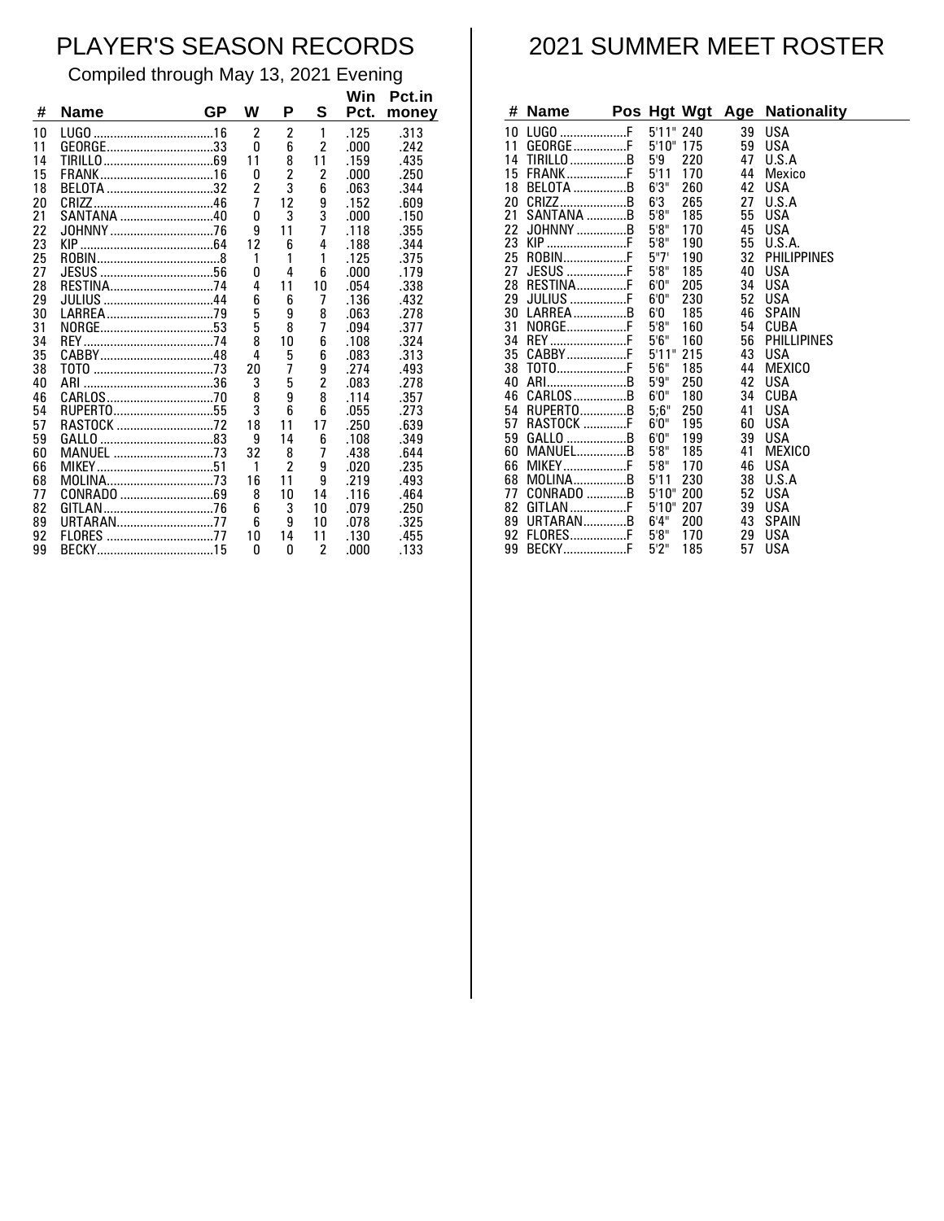# PLAYER'S SEASON RECORDS

Compiled through May 13, 2021 Evening

| # | Name | GP | W | P | S | Win Pct. | Pct.in money |
|---|---|---|---|---|---|---|---|
| 10 | LUGO | 16 | 2 | 2 | 1 | .125 | .313 |
| 11 | GEORGE | 33 | 0 | 6 | 2 | .000 | .242 |
| 14 | TIRILLO | 69 | 11 | 8 | 11 | .159 | .435 |
| 15 | FRANK | 16 | 0 | 2 | 2 | .000 | .250 |
| 18 | BELOTA | 32 | 2 | 3 | 6 | .063 | .344 |
| 20 | CRIZZ | 46 | 7 | 12 | 9 | .152 | .609 |
| 21 | SANTANA | 40 | 0 | 3 | 3 | .000 | .150 |
| 22 | JOHNNY | 76 | 9 | 11 | 7 | .118 | .355 |
| 23 | KIP | 64 | 12 | 6 | 4 | .188 | .344 |
| 25 | ROBIN | 8 | 1 | 1 | 1 | .125 | .375 |
| 27 | JESUS | 56 | 0 | 4 | 6 | .000 | .179 |
| 28 | RESTINA | 74 | 4 | 11 | 10 | .054 | .338 |
| 29 | JULIUS | 44 | 6 | 6 | 7 | .136 | .432 |
| 30 | LARREA | 79 | 5 | 9 | 8 | .063 | .278 |
| 31 | NORGE | 53 | 5 | 8 | 7 | .094 | .377 |
| 34 | REY | 74 | 8 | 10 | 6 | .108 | .324 |
| 35 | CABBY | 48 | 4 | 5 | 6 | .083 | .313 |
| 38 | TOTO | 73 | 20 | 7 | 9 | .274 | .493 |
| 40 | ARI | 36 | 3 | 5 | 2 | .083 | .278 |
| 46 | CARLOS | 70 | 8 | 9 | 8 | .114 | .357 |
| 54 | RUPERTO | 55 | 3 | 6 | 6 | .055 | .273 |
| 57 | RASTOCK | 72 | 18 | 11 | 17 | .250 | .639 |
| 59 | GALLO | 83 | 9 | 14 | 6 | .108 | .349 |
| 60 | MANUEL | 73 | 32 | 8 | 7 | .438 | .644 |
| 66 | MIKEY | 51 | 1 | 2 | 9 | .020 | .235 |
| 68 | MOLINA | 73 | 16 | 11 | 9 | .219 | .493 |
| 77 | CONRADO | 69 | 8 | 10 | 14 | .116 | .464 |
| 82 | GITLAN | 76 | 6 | 3 | 10 | .079 | .250 |
| 89 | URTARAN | 77 | 6 | 9 | 10 | .078 | .325 |
| 92 | FLORES | 77 | 10 | 14 | 11 | .130 | .455 |
| 99 | BECKY | 15 | 0 | 0 | 2 | .000 | .133 |

# 2021 SUMMER MEET ROSTER

| # | Name | Pos | Hgt | Wgt | Age | Nationality |
|---|---|---|---|---|---|---|
| 10 | LUGO | F | 5'11" | 240 | 39 | USA |
| 11 | GEORGE | F | 5'10" | 175 | 59 | USA |
| 14 | TIRILLO | B | 5'9 | 220 | 47 | U.S.A |
| 15 | FRANK | F | 5'11 | 170 | 44 | Mexico |
| 18 | BELOTA | B | 6'3" | 260 | 42 | USA |
| 20 | CRIZZ | B | 6'3 | 265 | 27 | U.S.A |
| 21 | SANTANA | B | 5'8" | 185 | 55 | USA |
| 22 | JOHNNY | B | 5'8" | 170 | 45 | USA |
| 23 | KIP | F | 5'8" | 190 | 55 | U.S.A. |
| 25 | ROBIN | F | 5"7' | 190 | 32 | PHILIPPINES |
| 27 | JESUS | F | 5'8" | 185 | 40 | USA |
| 28 | RESTINA | F | 6'0" | 205 | 34 | USA |
| 29 | JULIUS | F | 6'0" | 230 | 52 | USA |
| 30 | LARREA | B | 6'0 | 185 | 46 | SPAIN |
| 31 | NORGE | F | 5'8" | 160 | 54 | CUBA |
| 34 | REY | F | 5'6" | 160 | 56 | PHILLIPINES |
| 35 | CABBY | F | 5'11" | 215 | 43 | USA |
| 38 | TOTO | F | 5'6" | 185 | 44 | MEXICO |
| 40 | ARI | B | 5'9" | 250 | 42 | USA |
| 46 | CARLOS | B | 6'0" | 180 | 34 | CUBA |
| 54 | RUPERTO | B | 5;6" | 250 | 41 | USA |
| 57 | RASTOCK | F | 6'0" | 195 | 60 | USA |
| 59 | GALLO | B | 6'0" | 199 | 39 | USA |
| 60 | MANUEL | B | 5'8" | 185 | 41 | MEXICO |
| 66 | MIKEY | F | 5'8" | 170 | 46 | USA |
| 68 | MOLINA | B | 5'11 | 230 | 38 | U.S.A |
| 77 | CONRADO | B | 5'10" | 200 | 52 | USA |
| 82 | GITLAN | F | 5'10" | 207 | 39 | USA |
| 89 | URTARAN | B | 6'4" | 200 | 43 | SPAIN |
| 92 | FLORES | F | 5'8" | 170 | 29 | USA |
| 99 | BECKY | F | 5'2" | 185 | 57 | USA |